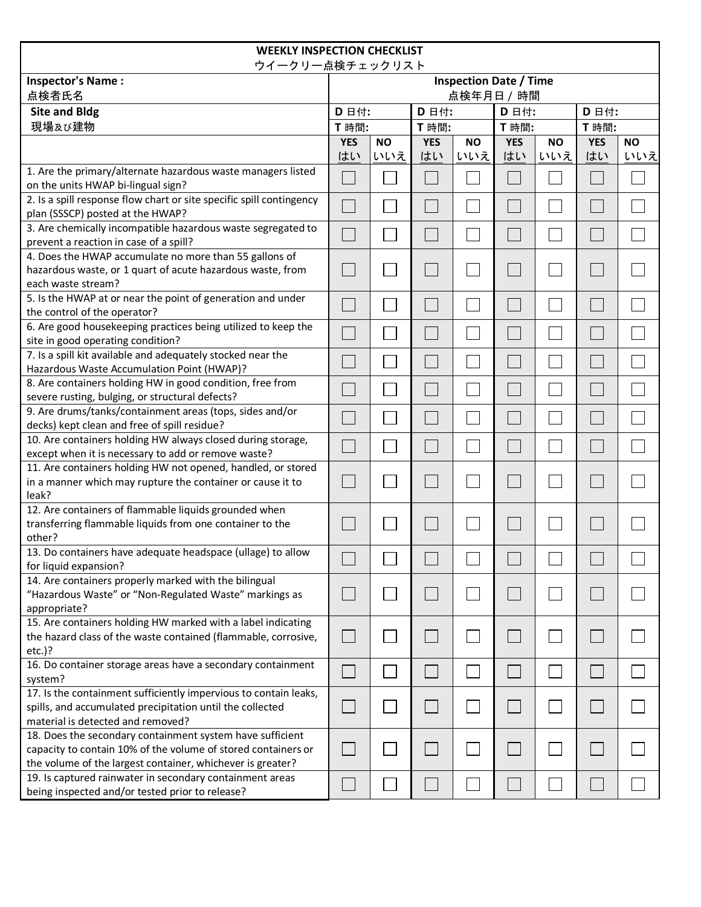| WEEKLY INSPECTION CHECKLIST<br>ウイークリー点検チェックリスト | | | | | | | | |
|---|---|---|---|---|---|---|---|---|
| **Inspector's Name :**<br>点検者氏名 | **Inspection Date / Time**<br>点検年月日 / 時間 | | | | | | | |
| **Site and Bldg**<br>現場及び建物 | **D** 日付**:** | | **D** 日付**:** | | **D** 日付**:** | | **D** 日付**:** | |
| | **T** 時間**:** | | **T** 時間**:** | | **T** 時間**:** | | **T** 時間**:** | |
| | **YES**<br>はい | **NO**<br>いいえ | **YES**<br>はい | **NO**<br>いいえ | **YES**<br>はい | **NO**<br>いいえ | **YES**<br>はい | **NO**<br>いいえ |
| 1. Are the primary/alternate hazardous waste managers listed on the units HWAP bi-lingual sign? | ☐ | ☐ | ☐ | ☐ | ☐ | ☐ | ☐ | ☐ |
| 2. Is a spill response flow chart or site specific spill contingency plan (SSSCP) posted at the HWAP? | ☐ | ☐ | ☐ | ☐ | ☐ | ☐ | ☐ | ☐ |
| 3. Are chemically incompatible hazardous waste segregated to prevent a reaction in case of a spill? | ☐ | ☐ | ☐ | ☐ | ☐ | ☐ | ☐ | ☐ |
| 4. Does the HWAP accumulate no more than 55 gallons of hazardous waste, or 1 quart of acute hazardous waste, from each waste stream? | ☐ | ☐ | ☐ | ☐ | ☐ | ☐ | ☐ | ☐ |
| 5. Is the HWAP at or near the point of generation and under the control of the operator? | ☐ | ☐ | ☐ | ☐ | ☐ | ☐ | ☐ | ☐ |
| 6. Are good housekeeping practices being utilized to keep the site in good operating condition? | ☐ | ☐ | ☐ | ☐ | ☐ | ☐ | ☐ | ☐ |
| 7. Is a spill kit available and adequately stocked near the Hazardous Waste Accumulation Point (HWAP)? | ☐ | ☐ | ☐ | ☐ | ☐ | ☐ | ☐ | ☐ |
| 8. Are containers holding HW in good condition, free from severe rusting, bulging, or structural defects? | ☐ | ☐ | ☐ | ☐ | ☐ | ☐ | ☐ | ☐ |
| 9. Are drums/tanks/containment areas (tops, sides and/or decks) kept clean and free of spill residue? | ☐ | ☐ | ☐ | ☐ | ☐ | ☐ | ☐ | ☐ |
| 10. Are containers holding HW always closed during storage, except when it is necessary to add or remove waste? | ☐ | ☐ | ☐ | ☐ | ☐ | ☐ | ☐ | ☐ |
| 11. Are containers holding HW not opened, handled, or stored in a manner which may rupture the container or cause it to leak? | ☐ | ☐ | ☐ | ☐ | ☐ | ☐ | ☐ | ☐ |
| 12. Are containers of flammable liquids grounded when transferring flammable liquids from one container to the other? | ☐ | ☐ | ☐ | ☐ | ☐ | ☐ | ☐ | ☐ |
| 13. Do containers have adequate headspace (ullage) to allow for liquid expansion? | ☐ | ☐ | ☐ | ☐ | ☐ | ☐ | ☐ | ☐ |
| 14. Are containers properly marked with the bilingual "Hazardous Waste" or "Non-Regulated Waste" markings as appropriate? | ☐ | ☐ | ☐ | ☐ | ☐ | ☐ | ☐ | ☐ |
| 15. Are containers holding HW marked with a label indicating the hazard class of the waste contained (flammable, corrosive, etc.)? | ☐ | ☐ | ☐ | ☐ | ☐ | ☐ | ☐ | ☐ |
| 16. Do container storage areas have a secondary containment system? | ☐ | ☐ | ☐ | ☐ | ☐ | ☐ | ☐ | ☐ |
| 17. Is the containment sufficiently impervious to contain leaks, spills, and accumulated precipitation until the collected material is detected and removed? | ☐ | ☐ | ☐ | ☐ | ☐ | ☐ | ☐ | ☐ |
| 18. Does the secondary containment system have sufficient capacity to contain 10% of the volume of stored containers or the volume of the largest container, whichever is greater? | ☐ | ☐ | ☐ | ☐ | ☐ | ☐ | ☐ | ☐ |
| 19. Is captured rainwater in secondary containment areas being inspected and/or tested prior to release? | ☐ | ☐ | ☐ | ☐ | ☐ | ☐ | ☐ | ☐ |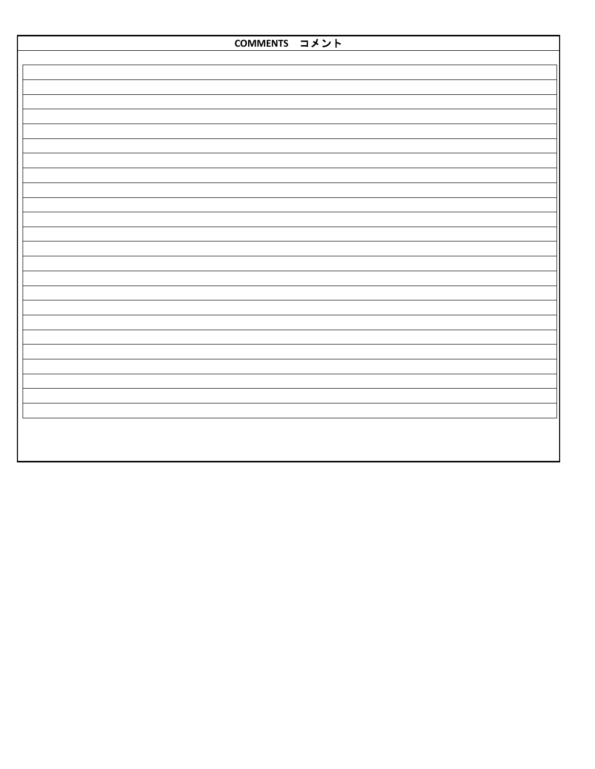**COMMENTS　コメント**

| |
|---|
| |
| |
| |
| |
| |
| |
| |
| |
| |
| |
| |
| |
| |
| |
| |
| |
| |
| |
| |
| |
| |
| |
| |
| |